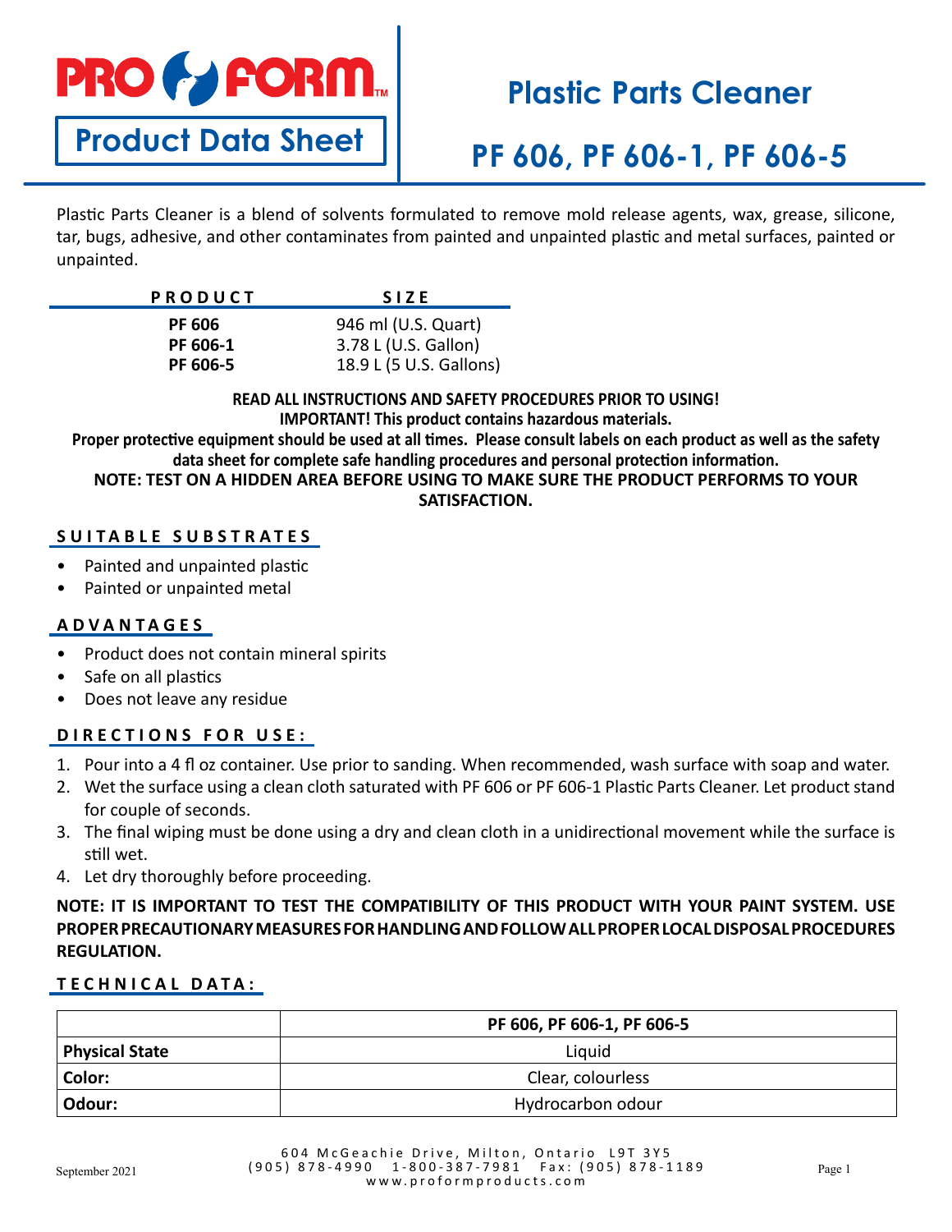# PRO FORM

## Product Data Sheet

# Plastic Parts Cleaner

# PF 606, PF 606-1, PF 606-5

Plastic Parts Cleaner is a blend of solvents formulated to remove mold release agents, wax, grease, silicone, tar, bugs, adhesive, and other contaminates from painted and unpainted plastic and metal surfaces, painted or unpainted.

| PRODUCT | SIZE |
|---|---|
| **PF 606** | 946 ml (U.S. Quart) |
| **PF 606-1** | 3.78 L (U.S. Gallon) |
| **PF 606-5** | 18.9 L (5 U.S. Gallons) |

**READ ALL INSTRUCTIONS AND SAFETY PROCEDURES PRIOR TO USING!**
**IMPORTANT! This product contains hazardous materials.**
**Proper protective equipment should be used at all times. Please consult labels on each product as well as the safety data sheet for complete safe handling procedures and personal protection information.**
**NOTE: TEST ON A HIDDEN AREA BEFORE USING TO MAKE SURE THE PRODUCT PERFORMS TO YOUR SATISFACTION.**

## SUITABLE SUBSTRATES

- Painted and unpainted plastic
- Painted or unpainted metal

## ADVANTAGES

- Product does not contain mineral spirits
- Safe on all plastics
- Does not leave any residue

## DIRECTIONS FOR USE:

1. Pour into a 4 fl oz container. Use prior to sanding. When recommended, wash surface with soap and water.
2. Wet the surface using a clean cloth saturated with PF 606 or PF 606-1 Plastic Parts Cleaner. Let product stand for couple of seconds.
3. The final wiping must be done using a dry and clean cloth in a unidirectional movement while the surface is still wet.
4. Let dry thoroughly before proceeding.

**NOTE: IT IS IMPORTANT TO TEST THE COMPATIBILITY OF THIS PRODUCT WITH YOUR PAINT SYSTEM. USE PROPER PRECAUTIONARY MEASURES FOR HANDLING AND FOLLOW ALL PROPER LOCAL DISPOSAL PROCEDURES REGULATION.**

## TECHNICAL DATA:

| | PF 606, PF 606-1, PF 606-5 |
|---|---|
| **Physical State** | Liquid |
| **Color:** | Clear, colourless |
| **Odour:** | Hydrocarbon odour |

September 2021

604 McGeachie Drive, Milton, Ontario L9T 3Y5
(905) 878-4990 1-800-387-7981 Fax: (905) 878-1189
www.proformproducts.com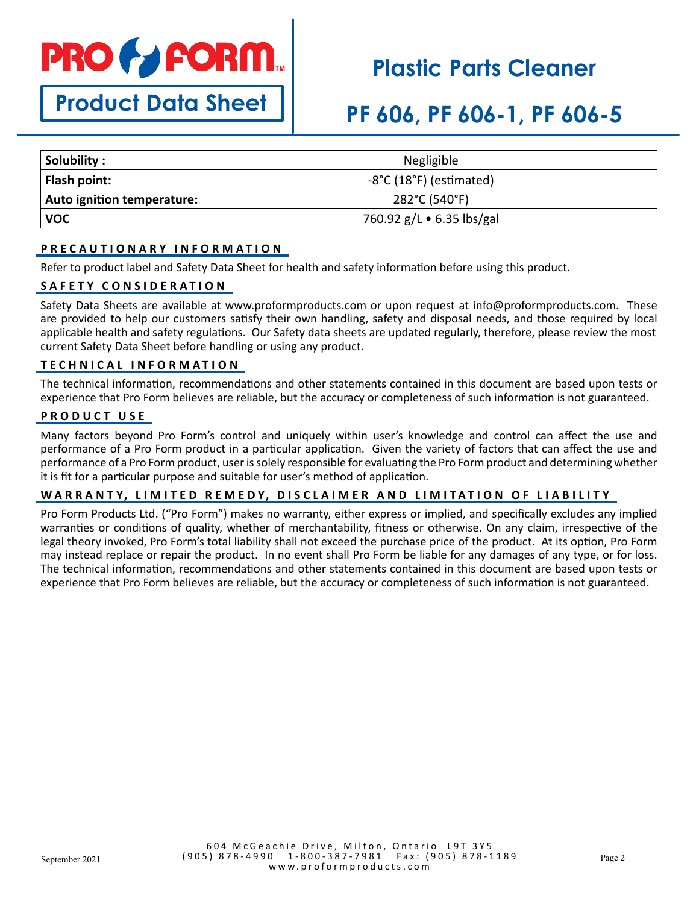# Plastic Parts Cleaner

## PF 606, PF 606-1, PF 606-5

Product Data Sheet

| | |
|---|---|
| **Solubility :** | Negligible |
| **Flash point:** | -8°C (18°F) (estimated) |
| **Auto ignition temperature:** | 282°C (540°F) |
| **VOC** | 760.92 g/L • 6.35 lbs/gal |

### PRECAUTIONARY INFORMATION

Refer to product label and Safety Data Sheet for health and safety information before using this product.

### SAFETY CONSIDERATION

Safety Data Sheets are available at www.proformproducts.com or upon request at info@proformproducts.com. These are provided to help our customers satisfy their own handling, safety and disposal needs, and those required by local applicable health and safety regulations. Our Safety data sheets are updated regularly, therefore, please review the most current Safety Data Sheet before handling or using any product.

### TECHNICAL INFORMATION

The technical information, recommendations and other statements contained in this document are based upon tests or experience that Pro Form believes are reliable, but the accuracy or completeness of such information is not guaranteed.

### PRODUCT USE

Many factors beyond Pro Form's control and uniquely within user's knowledge and control can affect the use and performance of a Pro Form product in a particular application. Given the variety of factors that can affect the use and performance of a Pro Form product, user is solely responsible for evaluating the Pro Form product and determining whether it is fit for a particular purpose and suitable for user's method of application.

### WARRANTY, LIMITED REMEDY, DISCLAIMER AND LIMITATION OF LIABILITY

Pro Form Products Ltd. ("Pro Form") makes no warranty, either express or implied, and specifically excludes any implied warranties or conditions of quality, whether of merchantability, fitness or otherwise. On any claim, irrespective of the legal theory invoked, Pro Form's total liability shall not exceed the purchase price of the product. At its option, Pro Form may instead replace or repair the product. In no event shall Pro Form be liable for any damages of any type, or for loss. The technical information, recommendations and other statements contained in this document are based upon tests or experience that Pro Form believes are reliable, but the accuracy or completeness of such information is not guaranteed.

September 2021

604 McGeachie Drive, Milton, Ontario L9T 3Y5
(905) 878-4990 1-800-387-7981 Fax: (905) 878-1189
www.proformproducts.com